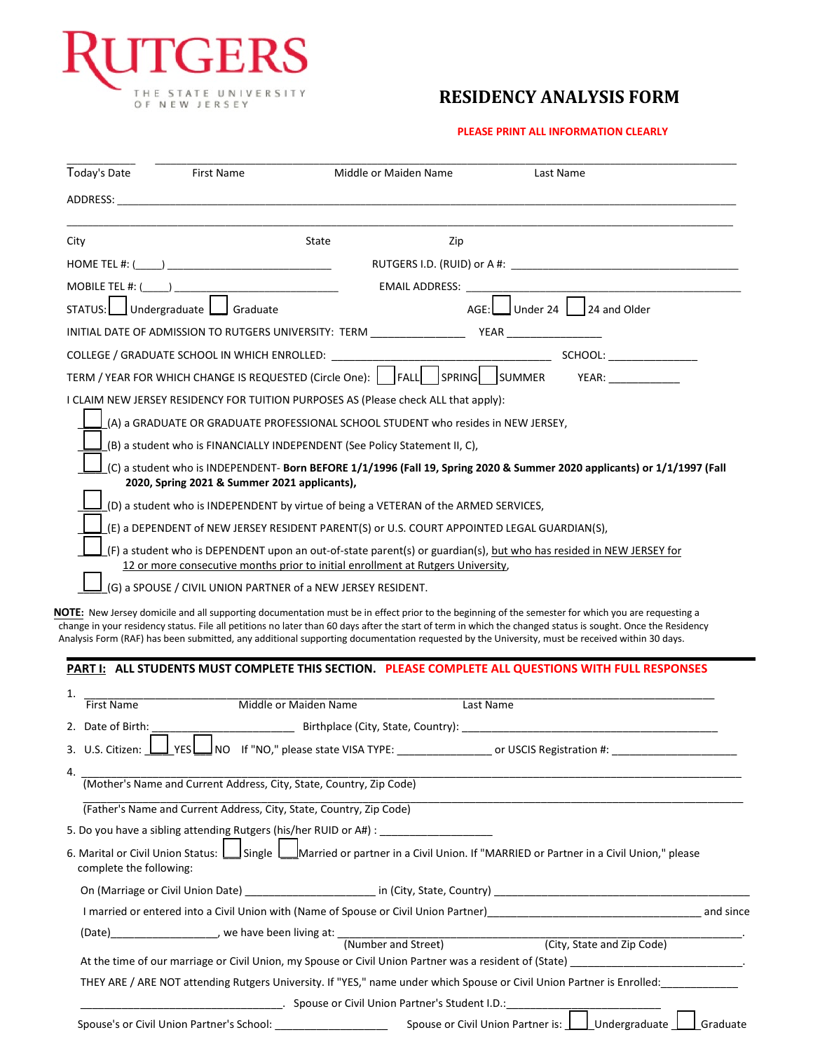RUTGERS

THE STATE UNIVERSITY OF NEW JERSEY

# RESIDENCY ANALYSIS FORM

**PLEASE PRINT ALL INFORMATION CLEARLY**

\_\_\_\_\_\_\_\_\_\_\_\_ \_\_\_\_\_\_\_\_\_\_\_\_\_\_\_\_\_\_\_\_\_\_\_\_\_\_\_\_\_\_\_\_\_\_\_\_\_\_\_\_\_\_\_\_\_\_\_\_\_\_\_\_\_\_\_\_\_\_\_\_\_\_\_\_\_\_\_\_\_\_\_\_\_\_\_\_\_\_\_\_\_\_\_\_\_\_\_\_\_\_

Today's Date First Name Middle or Maiden Name Last Name

ADDRESS: \_\_\_\_\_\_\_\_\_\_\_\_\_\_\_\_\_\_\_\_\_\_\_\_\_\_\_\_\_\_\_\_\_\_\_\_\_\_\_\_\_\_\_\_\_\_\_\_\_\_\_\_\_\_\_\_\_\_\_\_\_\_\_\_\_\_\_\_\_\_\_\_\_\_\_\_\_\_\_\_\_\_\_\_\_\_\_\_\_\_

\_\_\_\_\_\_\_\_\_\_\_\_\_\_\_\_\_\_\_\_\_\_\_\_\_\_\_\_\_\_\_\_\_\_\_\_\_\_\_\_\_\_\_\_\_\_\_\_\_\_\_\_\_\_\_\_\_\_\_\_\_\_\_\_\_\_\_\_\_\_\_\_\_\_\_\_\_\_\_\_\_\_\_\_\_\_\_\_\_\_\_\_\_\_\_\_\_\_\_

City State Zip

HOME TEL #: (\_\_\_\_) \_\_\_\_\_\_\_\_\_\_\_\_\_\_\_\_\_\_\_\_\_\_\_\_\_\_\_ RUTGERS I.D. (RUID) or A #: \_\_\_\_\_\_\_\_\_\_\_\_\_\_\_\_\_\_\_\_\_\_\_\_\_\_\_\_\_\_\_\_\_\_\_\_\_\_\_

MOBILE TEL #: (\_\_\_\_) \_\_\_\_\_\_\_\_\_\_\_\_\_\_\_\_\_\_\_\_\_\_\_\_\_\_\_ EMAIL ADDRESS: \_\_\_\_\_\_\_\_\_\_\_\_\_\_\_\_\_\_\_\_\_\_\_\_\_\_\_\_\_\_\_\_\_\_\_\_\_\_\_\_\_\_\_\_

STATUS: ☐ Undergraduate ☐ Graduate AGE: ☐ Under 24 ☐ 24 and Older

INITIAL DATE OF ADMISSION TO RUTGERS UNIVERSITY: TERM \_\_\_\_\_\_\_\_\_\_\_\_\_\_\_ YEAR \_\_\_\_\_\_\_\_\_\_\_\_\_\_\_

COLLEGE / GRADUATE SCHOOL IN WHICH ENROLLED: \_\_\_\_\_\_\_\_\_\_\_\_\_\_\_\_\_\_\_\_\_\_\_\_\_\_\_\_\_\_\_\_\_\_\_\_ SCHOOL: \_\_\_\_\_\_\_\_\_\_\_\_\_\_\_

TERM / YEAR FOR WHICH CHANGE IS REQUESTED (Circle One): ☐ FALL ☐ SPRING ☐ SUMMER YEAR: \_\_\_\_\_\_\_\_\_\_\_\_

I CLAIM NEW JERSEY RESIDENCY FOR TUITION PURPOSES AS (Please check ALL that apply):

☐ (A) a GRADUATE OR GRADUATE PROFESSIONAL SCHOOL STUDENT who resides in NEW JERSEY,

☐ (B) a student who is FINANCIALLY INDEPENDENT (See Policy Statement II, C),

☐ (C) a student who is INDEPENDENT- **Born BEFORE 1/1/1996 (Fall 19, Spring 2020 & Summer 2020 applicants) or 1/1/1997 (Fall 2020, Spring 2021 & Summer 2021 applicants),**

☐ (D) a student who is INDEPENDENT by virtue of being a VETERAN of the ARMED SERVICES,

☐ (E) a DEPENDENT of NEW JERSEY RESIDENT PARENT(S) or U.S. COURT APPOINTED LEGAL GUARDIAN(S),

☐ (F) a student who is DEPENDENT upon an out-of-state parent(s) or guardian(s), <u>but who has resided in NEW JERSEY for 12 or more consecutive months prior to initial enrollment at Rutgers University</u>,

☐ (G) a SPOUSE / CIVIL UNION PARTNER of a NEW JERSEY RESIDENT.

**NOTE:** New Jersey domicile and all supporting documentation must be in effect prior to the beginning of the semester for which you are requesting a change in your residency status. File all petitions no later than 60 days after the start of term in which the changed status is sought. Once the Residency Analysis Form (RAF) has been submitted, any additional supporting documentation requested by the University, must be received within 30 days.

## PART I: ALL STUDENTS MUST COMPLETE THIS SECTION. PLEASE COMPLETE ALL QUESTIONS WITH FULL RESPONSES

1. \_\_\_\_\_\_\_\_\_\_\_\_\_\_\_\_\_\_\_\_\_\_\_\_\_\_\_\_\_\_\_\_\_\_\_\_\_\_\_\_\_\_\_\_\_\_\_\_\_\_\_\_\_\_\_\_\_\_\_\_\_\_\_\_\_\_\_\_\_\_\_\_\_\_\_\_\_\_\_\_\_\_\_\_\_\_\_\_\_\_
   First Name Middle or Maiden Name Last Name

2. Date of Birth: \_\_\_\_\_\_\_\_\_\_\_\_\_\_\_\_\_\_\_\_\_\_ Birthplace (City, State, Country): \_\_\_\_\_\_\_\_\_\_\_\_\_\_\_\_\_\_\_\_\_\_\_\_\_\_\_\_\_\_\_\_\_\_\_\_\_\_\_\_\_\_

3. U.S. Citizen: ☐ YES ☐ NO If "NO," please state VISA TYPE: \_\_\_\_\_\_\_\_\_\_\_\_\_\_\_ or USCIS Registration #: \_\_\_\_\_\_\_\_\_\_\_\_\_\_\_\_\_\_\_\_

4. \_\_\_\_\_\_\_\_\_\_\_\_\_\_\_\_\_\_\_\_\_\_\_\_\_\_\_\_\_\_\_\_\_\_\_\_\_\_\_\_\_\_\_\_\_\_\_\_\_\_\_\_\_\_\_\_\_\_\_\_\_\_\_\_\_\_\_\_\_\_\_\_\_\_\_\_\_\_\_\_\_\_\_\_\_\_\_\_\_\_
   (Mother's Name and Current Address, City, State, Country, Zip Code)

   \_\_\_\_\_\_\_\_\_\_\_\_\_\_\_\_\_\_\_\_\_\_\_\_\_\_\_\_\_\_\_\_\_\_\_\_\_\_\_\_\_\_\_\_\_\_\_\_\_\_\_\_\_\_\_\_\_\_\_\_\_\_\_\_\_\_\_\_\_\_\_\_\_\_\_\_\_\_\_\_\_\_\_\_\_\_\_\_\_\_
   (Father's Name and Current Address, City, State, Country, Zip Code)

5. Do you have a sibling attending Rutgers (his/her RUID or A#) : \_\_\_\_\_\_\_\_\_\_\_\_\_\_\_\_\_\_\_

6. Marital or Civil Union Status: ☐ Single ☐ Married or partner in a Civil Union. If "MARRIED or Partner in a Civil Union," please complete the following:

   On (Marriage or Civil Union Date) \_\_\_\_\_\_\_\_\_\_\_\_\_\_\_\_\_\_\_\_\_\_ in (City, State, Country) \_\_\_\_\_\_\_\_\_\_\_\_\_\_\_\_\_\_\_\_\_\_\_\_\_\_\_\_\_\_\_\_\_\_\_\_\_\_\_\_\_\_

   I married or entered into a Civil Union with (Name of Spouse or Civil Union Partner)\_\_\_\_\_\_\_\_\_\_\_\_\_\_\_\_\_\_\_\_\_\_\_\_\_\_\_\_\_\_\_\_\_\_\_\_\_ and since (Date)\_\_\_\_\_\_\_\_\_\_\_\_\_\_\_\_\_\_, we have been living at: \_\_\_\_\_\_\_\_\_\_\_\_\_\_\_\_\_\_\_\_\_\_\_\_\_\_\_\_\_\_\_\_\_\_\_\_\_\_\_\_\_\_\_\_\_\_\_\_\_\_\_\_\_\_\_\_\_\_\_\_\_\_.
   (Number and Street) (City, State and Zip Code)

   At the time of our marriage or Civil Union, my Spouse or Civil Union Partner was a resident of (State) \_\_\_\_\_\_\_\_\_\_\_\_\_\_\_\_\_\_\_\_\_\_\_\_\_\_\_\_\_\_.

   THEY ARE / ARE NOT attending Rutgers University. If "YES," name under which Spouse or Civil Union Partner is Enrolled:\_\_\_\_\_\_\_\_\_\_\_\_\_

   \_\_\_\_\_\_\_\_\_\_\_\_\_\_\_\_\_\_\_\_\_\_\_\_\_\_\_\_\_\_\_\_\_\_\_\_. Spouse or Civil Union Partner's Student I.D.:\_\_\_\_\_\_\_\_\_\_\_\_\_\_\_\_\_\_\_\_\_\_\_\_\_\_\_

   Spouse's or Civil Union Partner's School: \_\_\_\_\_\_\_\_\_\_\_\_\_\_\_\_\_\_\_ Spouse or Civil Union Partner is: ☐ Undergraduate ☐ Graduate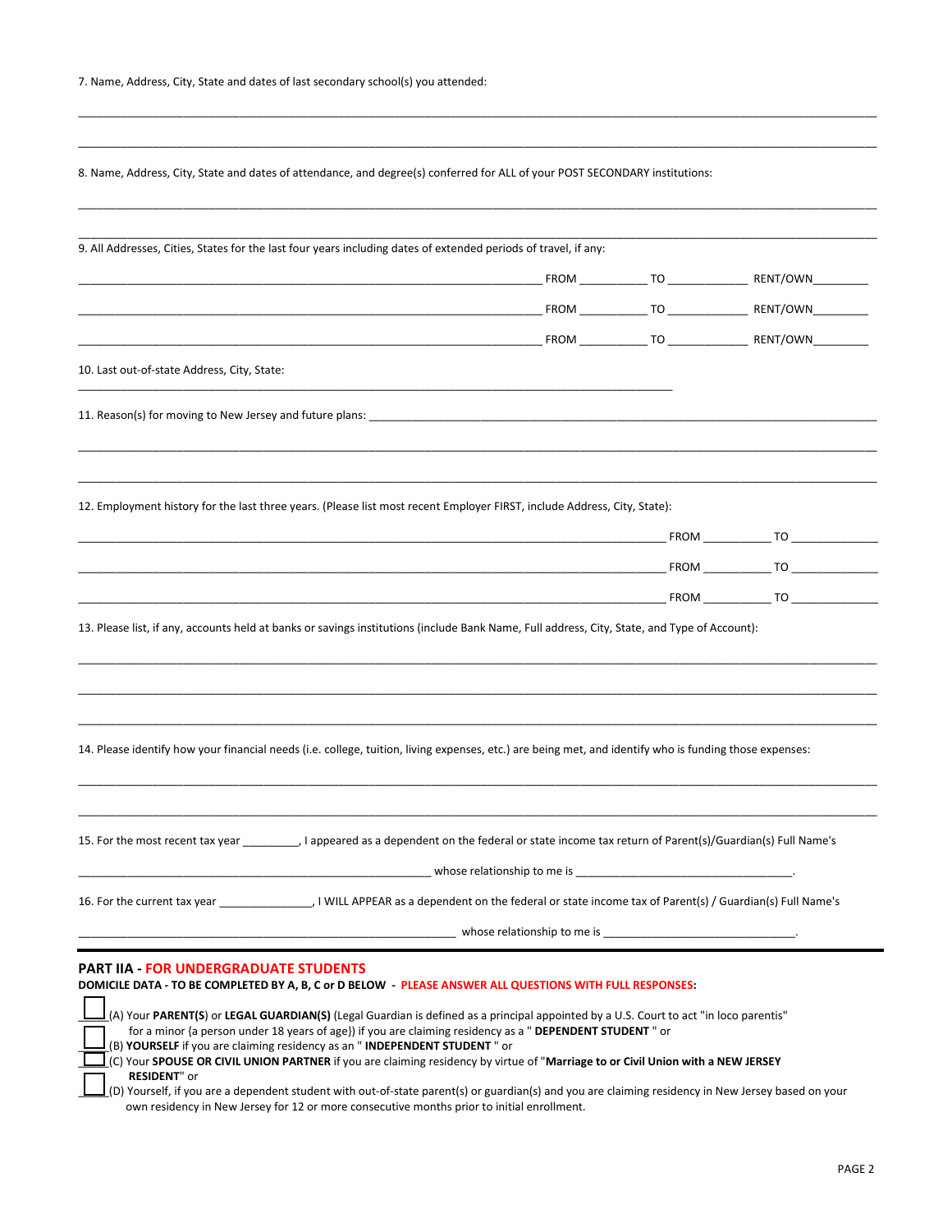7. Name, Address, City, State and dates of last secondary school(s) you attended:

\_\_\_\_\_\_\_\_\_\_\_\_\_\_\_\_\_\_\_\_\_\_\_\_\_\_\_\_\_\_\_\_\_\_\_\_\_\_\_\_\_\_\_\_\_\_\_\_\_\_\_\_\_\_\_\_\_\_\_\_\_\_\_\_\_\_\_\_\_\_\_\_\_\_\_\_\_\_

\_\_\_\_\_\_\_\_\_\_\_\_\_\_\_\_\_\_\_\_\_\_\_\_\_\_\_\_\_\_\_\_\_\_\_\_\_\_\_\_\_\_\_\_\_\_\_\_\_\_\_\_\_\_\_\_\_\_\_\_\_\_\_\_\_\_\_\_\_\_\_\_\_\_\_\_\_\_

8. Name, Address, City, State and dates of attendance, and degree(s) conferred for ALL of your POST SECONDARY institutions:

\_\_\_\_\_\_\_\_\_\_\_\_\_\_\_\_\_\_\_\_\_\_\_\_\_\_\_\_\_\_\_\_\_\_\_\_\_\_\_\_\_\_\_\_\_\_\_\_\_\_\_\_\_\_\_\_\_\_\_\_\_\_\_\_\_\_\_\_\_\_\_\_\_\_\_\_\_\_

\_\_\_\_\_\_\_\_\_\_\_\_\_\_\_\_\_\_\_\_\_\_\_\_\_\_\_\_\_\_\_\_\_\_\_\_\_\_\_\_\_\_\_\_\_\_\_\_\_\_\_\_\_\_\_\_\_\_\_\_\_\_\_\_\_\_\_\_\_\_\_\_\_\_\_\_\_\_

9. All Addresses, Cities, States for the last four years including dates of extended periods of travel, if any:

\_\_\_\_\_\_\_\_\_\_\_\_\_\_\_\_\_\_\_\_\_\_\_\_\_\_\_\_\_\_\_\_\_\_\_\_\_\_\_\_\_\_\_\_\_\_\_\_ FROM \_\_\_\_\_\_\_\_\_ TO \_\_\_\_\_\_\_\_\_\_\_ RENT/OWN\_\_\_\_\_\_\_\_

\_\_\_\_\_\_\_\_\_\_\_\_\_\_\_\_\_\_\_\_\_\_\_\_\_\_\_\_\_\_\_\_\_\_\_\_\_\_\_\_\_\_\_\_\_\_\_\_ FROM \_\_\_\_\_\_\_\_\_ TO \_\_\_\_\_\_\_\_\_\_\_ RENT/OWN\_\_\_\_\_\_\_\_

\_\_\_\_\_\_\_\_\_\_\_\_\_\_\_\_\_\_\_\_\_\_\_\_\_\_\_\_\_\_\_\_\_\_\_\_\_\_\_\_\_\_\_\_\_\_\_\_ FROM \_\_\_\_\_\_\_\_\_ TO \_\_\_\_\_\_\_\_\_\_\_ RENT/OWN\_\_\_\_\_\_\_\_

10. Last out-of-state Address, City, State:

\_\_\_\_\_\_\_\_\_\_\_\_\_\_\_\_\_\_\_\_\_\_\_\_\_\_\_\_\_\_\_\_\_\_\_\_\_\_\_\_\_\_\_\_\_\_\_\_\_\_\_\_\_\_\_\_\_\_\_\_

11. Reason(s) for moving to New Jersey and future plans: \_\_\_\_\_\_\_\_\_\_\_\_\_\_\_\_\_\_\_\_\_\_\_\_\_\_\_\_\_\_\_\_\_\_\_\_\_\_\_\_

\_\_\_\_\_\_\_\_\_\_\_\_\_\_\_\_\_\_\_\_\_\_\_\_\_\_\_\_\_\_\_\_\_\_\_\_\_\_\_\_\_\_\_\_\_\_\_\_\_\_\_\_\_\_\_\_\_\_\_\_\_\_\_\_\_\_\_\_\_\_\_\_\_\_\_\_\_\_

\_\_\_\_\_\_\_\_\_\_\_\_\_\_\_\_\_\_\_\_\_\_\_\_\_\_\_\_\_\_\_\_\_\_\_\_\_\_\_\_\_\_\_\_\_\_\_\_\_\_\_\_\_\_\_\_\_\_\_\_\_\_\_\_\_\_\_\_\_\_\_\_\_\_\_\_\_\_

12. Employment history for the last three years. (Please list most recent Employer FIRST, include Address, City, State):

\_\_\_\_\_\_\_\_\_\_\_\_\_\_\_\_\_\_\_\_\_\_\_\_\_\_\_\_\_\_\_\_\_\_\_\_\_\_\_\_\_\_\_\_\_\_\_\_\_\_\_\_\_\_\_\_\_\_ FROM \_\_\_\_\_\_\_\_\_ TO \_\_\_\_\_\_\_\_\_\_\_

\_\_\_\_\_\_\_\_\_\_\_\_\_\_\_\_\_\_\_\_\_\_\_\_\_\_\_\_\_\_\_\_\_\_\_\_\_\_\_\_\_\_\_\_\_\_\_\_\_\_\_\_\_\_\_\_\_\_ FROM \_\_\_\_\_\_\_\_\_ TO \_\_\_\_\_\_\_\_\_\_\_

\_\_\_\_\_\_\_\_\_\_\_\_\_\_\_\_\_\_\_\_\_\_\_\_\_\_\_\_\_\_\_\_\_\_\_\_\_\_\_\_\_\_\_\_\_\_\_\_\_\_\_\_\_\_\_\_\_\_ FROM \_\_\_\_\_\_\_\_\_ TO \_\_\_\_\_\_\_\_\_\_\_

13. Please list, if any, accounts held at banks or savings institutions (include Bank Name, Full address, City, State, and Type of Account):

\_\_\_\_\_\_\_\_\_\_\_\_\_\_\_\_\_\_\_\_\_\_\_\_\_\_\_\_\_\_\_\_\_\_\_\_\_\_\_\_\_\_\_\_\_\_\_\_\_\_\_\_\_\_\_\_\_\_\_\_\_\_\_\_\_\_\_\_\_\_\_\_\_\_\_\_\_\_

\_\_\_\_\_\_\_\_\_\_\_\_\_\_\_\_\_\_\_\_\_\_\_\_\_\_\_\_\_\_\_\_\_\_\_\_\_\_\_\_\_\_\_\_\_\_\_\_\_\_\_\_\_\_\_\_\_\_\_\_\_\_\_\_\_\_\_\_\_\_\_\_\_\_\_\_\_\_

\_\_\_\_\_\_\_\_\_\_\_\_\_\_\_\_\_\_\_\_\_\_\_\_\_\_\_\_\_\_\_\_\_\_\_\_\_\_\_\_\_\_\_\_\_\_\_\_\_\_\_\_\_\_\_\_\_\_\_\_\_\_\_\_\_\_\_\_\_\_\_\_\_\_\_\_\_\_

14. Please identify how your financial needs (i.e. college, tuition, living expenses, etc.) are being met, and identify who is funding those expenses:

\_\_\_\_\_\_\_\_\_\_\_\_\_\_\_\_\_\_\_\_\_\_\_\_\_\_\_\_\_\_\_\_\_\_\_\_\_\_\_\_\_\_\_\_\_\_\_\_\_\_\_\_\_\_\_\_\_\_\_\_\_\_\_\_\_\_\_\_\_\_\_\_\_\_\_\_\_\_

\_\_\_\_\_\_\_\_\_\_\_\_\_\_\_\_\_\_\_\_\_\_\_\_\_\_\_\_\_\_\_\_\_\_\_\_\_\_\_\_\_\_\_\_\_\_\_\_\_\_\_\_\_\_\_\_\_\_\_\_\_\_\_\_\_\_\_\_\_\_\_\_\_\_\_\_\_\_

15. For the most recent tax year \_\_\_\_\_\_\_\_\_, I appeared as a dependent on the federal or state income tax return of Parent(s)/Guardian(s) Full Name's

\_\_\_\_\_\_\_\_\_\_\_\_\_\_\_\_\_\_\_\_\_\_\_\_\_\_\_\_\_\_\_\_\_\_\_\_\_\_\_\_\_ whose relationship to me is \_\_\_\_\_\_\_\_\_\_\_\_\_\_\_\_\_\_\_\_\_\_\_\_\_\_\_\_\_.

16. For the current tax year \_\_\_\_\_\_\_\_\_\_\_\_\_\_\_, I WILL APPEAR as a dependent on the federal or state income tax of Parent(s) / Guardian(s) Full Name's

\_\_\_\_\_\_\_\_\_\_\_\_\_\_\_\_\_\_\_\_\_\_\_\_\_\_\_\_\_\_\_\_\_\_\_\_\_\_\_\_\_\_\_ whose relationship to me is \_\_\_\_\_\_\_\_\_\_\_\_\_\_\_\_\_\_\_\_\_\_\_\_\_\_\_.

## PART IIA - FOR UNDERGRADUATE STUDENTS

**DOMICILE DATA - TO BE COMPLETED BY A, B, C or D BELOW - PLEASE ANSWER ALL QUESTIONS WITH FULL RESPONSES:**

☐ (A) Your **PARENT(S)** or **LEGAL GUARDIAN(S)** (Legal Guardian is defined as a principal appointed by a U.S. Court to act "in loco parentis" for a minor {a person under 18 years of age}) if you are claiming residency as a " **DEPENDENT STUDENT** " or

☐ (B) **YOURSELF** if you are claiming residency as an " **INDEPENDENT STUDENT** " or

☐ (C) Your **SPOUSE OR CIVIL UNION PARTNER** if you are claiming residency by virtue of "**Marriage to or Civil Union with a NEW JERSEY RESIDENT**" or

☐ (D) Yourself, if you are a dependent student with out-of-state parent(s) or guardian(s) and you are claiming residency in New Jersey based on your own residency in New Jersey for 12 or more consecutive months prior to initial enrollment.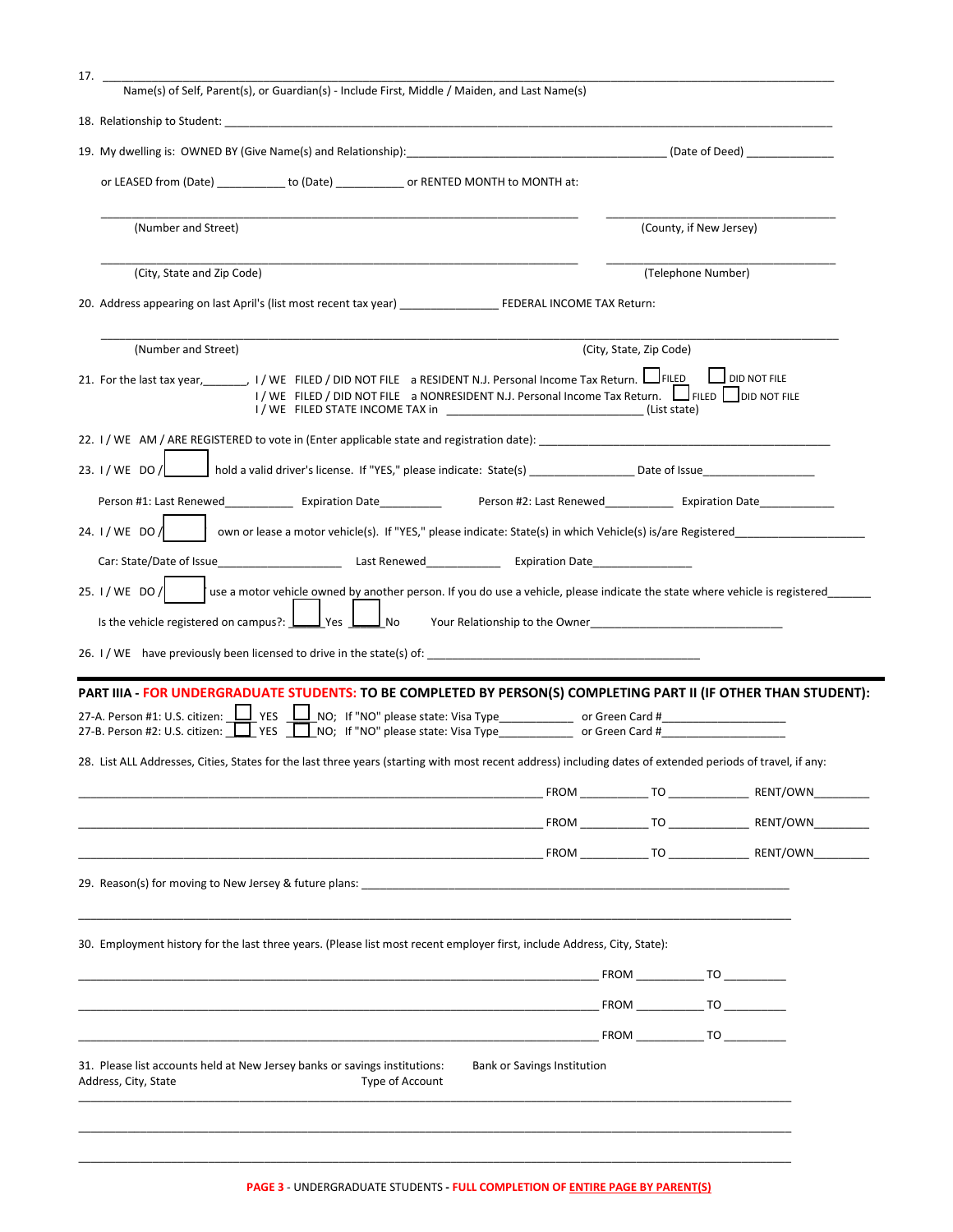17. ______________________________________________________________________________________________

Name(s) of Self, Parent(s), or Guardian(s) - Include First, Middle / Maiden, and Last Name(s)

18. Relationship to Student: ______________________________________________________________________________

19. My dwelling is: OWNED BY (Give Name(s) and Relationship):________________________________________ (Date of Deed) _____________

or LEASED from (Date) ___________ to (Date) ___________ or RENTED MONTH to MONTH at:

__________________________________________________________________________ ___________________________________

(Number and Street) (County, if New Jersey)

__________________________________________________________________________ ___________________________________

(City, State and Zip Code) (Telephone Number)

20. Address appearing on last April's (list most recent tax year) _______________ FEDERAL INCOME TAX Return:

______________________________________________________________________________________________

(Number and Street) (City, State, Zip Code)

21. For the last tax year,_______, I / WE FILED / DID NOT FILE a RESIDENT N.J. Personal Income Tax Return. ☐ FILED ☐ DID NOT FILE
I / WE FILED / DID NOT FILE a NONRESIDENT N.J. Personal Income Tax Return. ☐ FILED ☐ DID NOT FILE
I / WE FILED STATE INCOME TAX in _______________________________ (List state)

22. I / WE AM / ARE REGISTERED to vote in (Enter applicable state and registration date): ___________________________________________

23. I / WE DO / ☐ hold a valid driver's license. If "YES," please indicate: State(s) ________________ Date of Issue_________________

Person #1: Last Renewed___________ Expiration Date__________ Person #2: Last Renewed___________ Expiration Date____________

24. I / WE DO / ☐ own or lease a motor vehicle(s). If "YES," please indicate: State(s) in which Vehicle(s) is/are Registered____________________

Car: State/Date of Issue____________________ Last Renewed____________ Expiration Date________________

25. I / WE DO / ☐ use a motor vehicle owned by another person. If you do use a vehicle, please indicate the state where vehicle is registered_______

Is the vehicle registered on campus?: ☐ Yes ☐ No Your Relationship to the Owner_______________________________

26. I / WE have previously been licensed to drive in the state(s) of: ____________________________________________

---

**PART IIIA - FOR UNDERGRADUATE STUDENTS: TO BE COMPLETED BY PERSON(S) COMPLETING PART II (IF OTHER THAN STUDENT):**

27-A. Person #1: U.S. citizen: ☐ YES ☐ NO; If "NO" please state: Visa Type____________ or Green Card #___________________
27-B. Person #2: U.S. citizen: ☐ YES ☐ NO; If "NO" please state: Visa Type____________ or Green Card #___________________

28. List ALL Addresses, Cities, States for the last three years (starting with most recent address) including dates of extended periods of travel, if any:

_________________________________________________________________ FROM __________ TO ____________ RENT/OWN_________

_________________________________________________________________ FROM __________ TO ____________ RENT/OWN_________

_________________________________________________________________ FROM __________ TO ____________ RENT/OWN_________

29. Reason(s) for moving to New Jersey & future plans: _______________________________________________________________

______________________________________________________________________________________________

30. Employment history for the last three years. (Please list most recent employer first, include Address, City, State):

_________________________________________________________________________ FROM __________ TO __________

_________________________________________________________________________ FROM __________ TO __________

_________________________________________________________________________ FROM __________ TO __________

31. Please list accounts held at New Jersey banks or savings institutions: Bank or Savings Institution
Address, City, State Type of Account

______________________________________________________________________________________________

______________________________________________________________________________________________

______________________________________________________________________________________________

PAGE 3 - UNDERGRADUATE STUDENTS - FULL COMPLETION OF ENTIRE PAGE BY PARENT(S)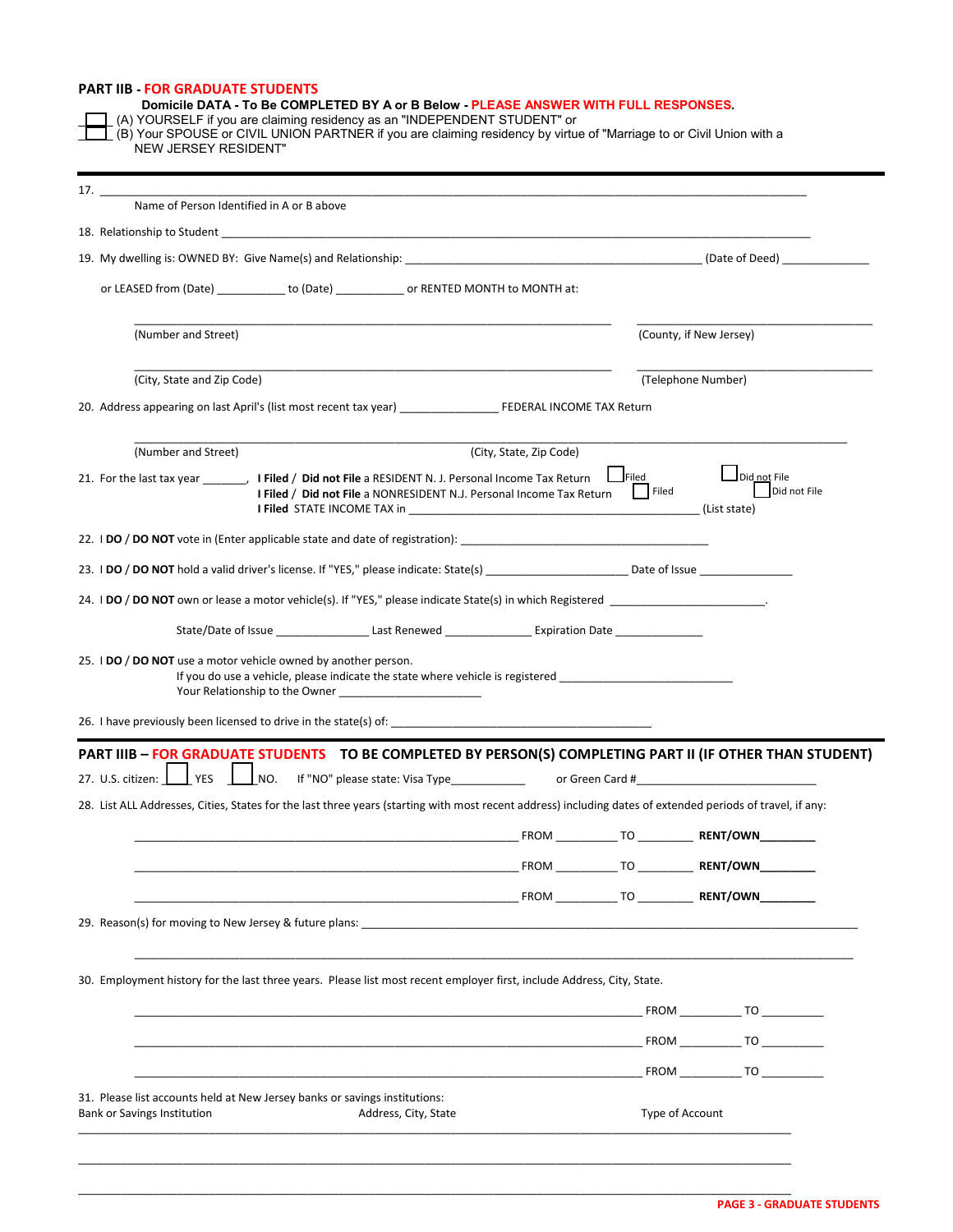## PART IIB - FOR GRADUATE STUDENTS

**Domicile DATA - To Be COMPLETED BY A or B Below - PLEASE ANSWER WITH FULL RESPONSES.**

☐ (A) YOURSELF if you are claiming residency as an "INDEPENDENT STUDENT" or

☐ (B) Your SPOUSE or CIVIL UNION PARTNER if you are claiming residency by virtue of "Marriage to or Civil Union with a NEW JERSEY RESIDENT"

---

17. ______________________________________________________________________
    Name of Person Identified in A or B above

18. Relationship to Student ______________________________________________________________________

19. My dwelling is: OWNED BY: Give Name(s) and Relationship: ____________________________ (Date of Deed) ______________

    or LEASED from (Date) ___________ to (Date) ___________ or RENTED MONTH to MONTH at:

    ______________________________________________ ______________________________
    (Number and Street) (County, if New Jersey)

    ______________________________________________ ______________________________
    (City, State and Zip Code) (Telephone Number)

20. Address appearing on last April's (list most recent tax year) _______________ FEDERAL INCOME TAX Return

    ______________________________________________________________________
    (Number and Street) (City, State, Zip Code)

21. For the last tax year _______, **I Filed** / **Did not File** a RESIDENT N. J. Personal Income Tax Return ☐ Filed ☐ Did not File
    **I Filed** / **Did not File** a NONRESIDENT N.J. Personal Income Tax Return ☐ Filed ☐ Did not File
    **I Filed** STATE INCOME TAX in ________________________________________ (List state)

22. I **DO** / **DO NOT** vote in (Enter applicable state and date of registration): ________________________________________

23. I **DO** / **DO NOT** hold a valid driver's license. If "YES," please indicate: State(s) ______________________ Date of Issue _______________

24. I **DO** / **DO NOT** own or lease a motor vehicle(s). If "YES," please indicate State(s) in which Registered ________________________.

    State/Date of Issue _______________ Last Renewed ______________ Expiration Date ______________

25. I **DO** / **DO NOT** use a motor vehicle owned by another person.
    If you do use a vehicle, please indicate the state where vehicle is registered ___________________________
    Your Relationship to the Owner ______________________

26. I have previously been licensed to drive in the state(s) of: __________________________________________

---

## PART IIIB – FOR GRADUATE STUDENTS TO BE COMPLETED BY PERSON(S) COMPLETING PART II (IF OTHER THAN STUDENT)

27. U.S. citizen: ☐ YES ☐ NO. If "NO" please state: Visa Type____________ or Green Card #____________________________

28. List ALL Addresses, Cities, States for the last three years (starting with most recent address) including dates of extended periods of travel, if any:

    ____________________________________________ FROM __________ TO _________ **RENT/OWN**_________

    ____________________________________________ FROM __________ TO _________ **RENT/OWN**_________

    ____________________________________________ FROM __________ TO _________ **RENT/OWN**_________

29. Reason(s) for moving to New Jersey & future plans: ______________________________________________________________________

    ______________________________________________________________________

30. Employment history for the last three years. Please list most recent employer first, include Address, City, State.

    ____________________________________________ FROM ___________ TO __________

    ____________________________________________ FROM ___________ TO __________

    ____________________________________________ FROM ___________ TO __________

31. Please list accounts held at New Jersey banks or savings institutions:

| Bank or Savings Institution | Address, City, State | Type of Account |
|---|---|---|
| | | |
| | | |
| | | |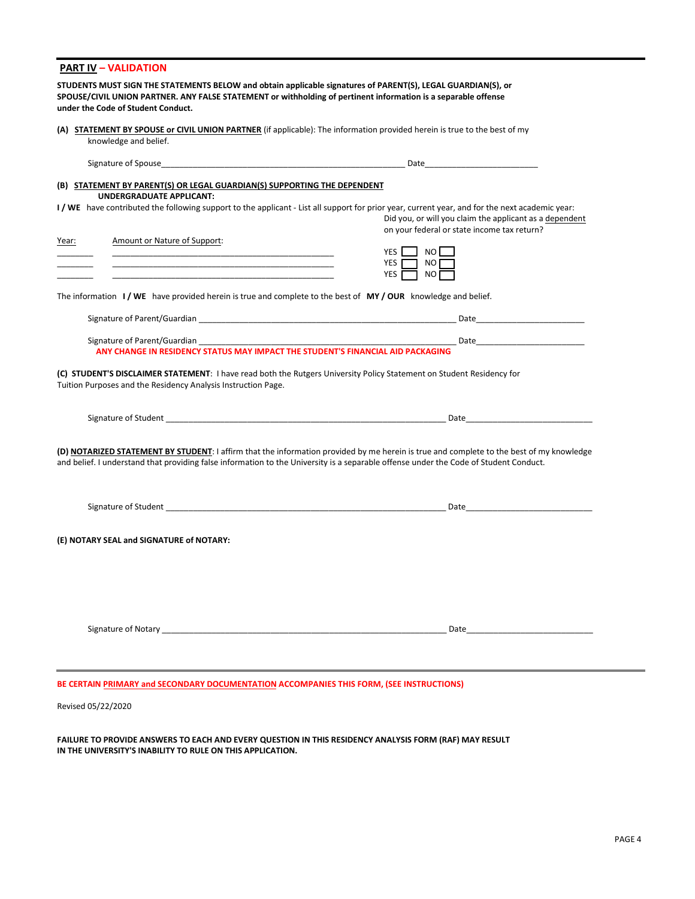## PART IV – VALIDATION

**STUDENTS MUST SIGN THE STATEMENTS BELOW and obtain applicable signatures of PARENT(S), LEGAL GUARDIAN(S), or SPOUSE/CIVIL UNION PARTNER. ANY FALSE STATEMENT or withholding of pertinent information is a separable offense under the Code of Student Conduct.**

**(A) STATEMENT BY SPOUSE or CIVIL UNION PARTNER** (if applicable): The information provided herein is true to the best of my knowledge and belief.

Signature of Spouse________________________________________________________ Date_________________________

**(B) STATEMENT BY PARENT(S) OR LEGAL GUARDIAN(S) SUPPORTING THE DEPENDENT UNDERGRADUATE APPLICANT:**

**I / WE** have contributed the following support to the applicant - List all support for prior year, current year, and for the next academic year:

| Year: | Amount or Nature of Support: | Did you, or will you claim the applicant as a dependent on your federal or state income tax return? |
|---|---|---|
| ________ | ________________________________________________ | YES ☐ NO ☐ |
| ________ | ________________________________________________ | YES ☐ NO ☐ |
| ________ | ________________________________________________ | YES ☐ NO ☐ |

The information **I / WE** have provided herein is true and complete to the best of **MY / OUR** knowledge and belief.

Signature of Parent/Guardian _______________________________________________________ Date________________________

Signature of Parent/Guardian _______________________________________________________ Date________________________

**ANY CHANGE IN RESIDENCY STATUS MAY IMPACT THE STUDENT'S FINANCIAL AID PACKAGING**

**(C) STUDENT'S DISCLAIMER STATEMENT**: I have read both the Rutgers University Policy Statement on Student Residency for Tuition Purposes and the Residency Analysis Instruction Page.

Signature of Student _______________________________________________________________ Date____________________________

**(D) NOTARIZED STATEMENT BY STUDENT**: I affirm that the information provided by me herein is true and complete to the best of my knowledge and belief. I understand that providing false information to the University is a separable offense under the Code of Student Conduct.

Signature of Student _______________________________________________________________ Date____________________________

**(E) NOTARY SEAL and SIGNATURE of NOTARY:**

Signature of Notary _______________________________________________________________ Date____________________________

---

**BE CERTAIN PRIMARY and SECONDARY DOCUMENTATION ACCOMPANIES THIS FORM, (SEE INSTRUCTIONS)**

Revised 05/22/2020

**FAILURE TO PROVIDE ANSWERS TO EACH AND EVERY QUESTION IN THIS RESIDENCY ANALYSIS FORM (RAF) MAY RESULT IN THE UNIVERSITY'S INABILITY TO RULE ON THIS APPLICATION.**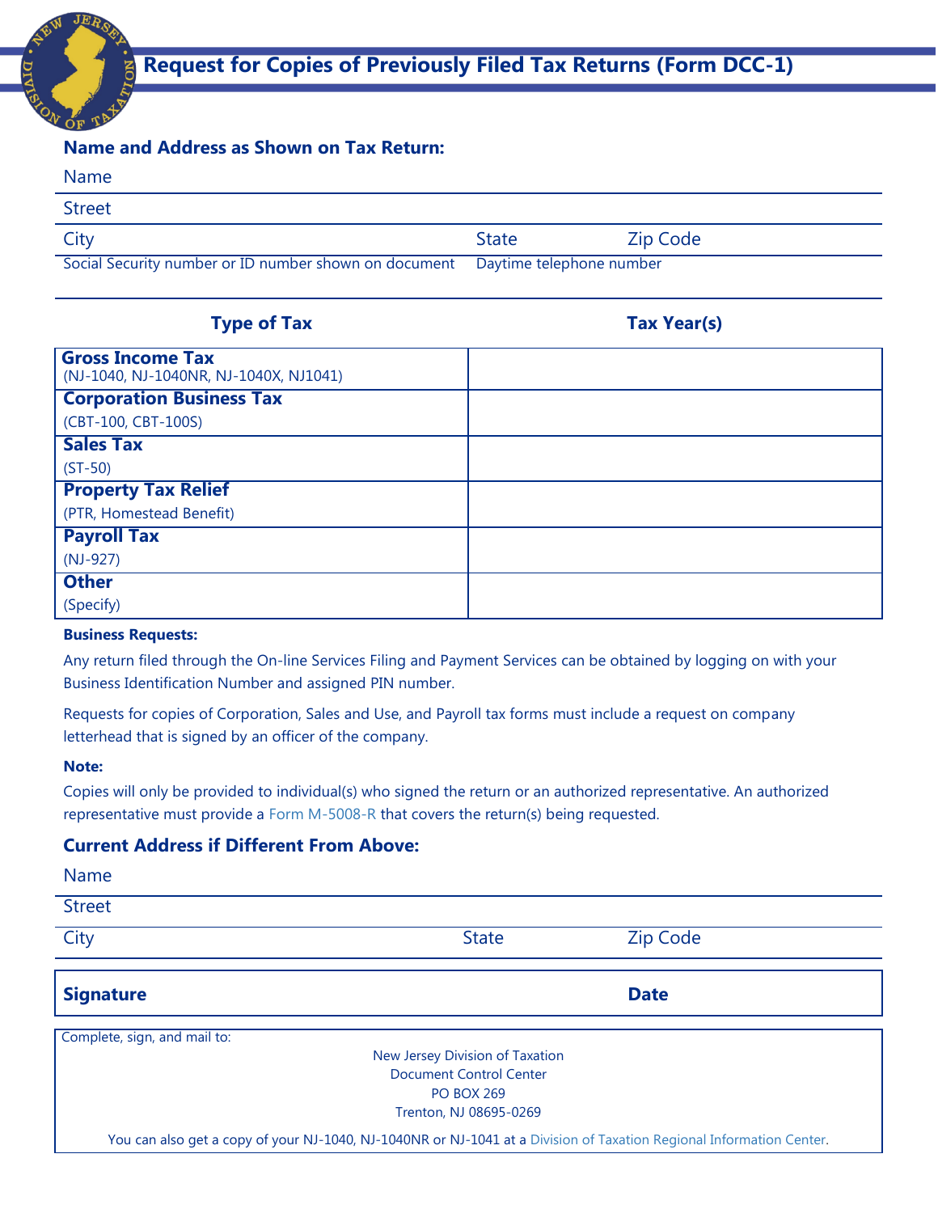# Request for Copies of Previously Filed Tax Returns (Form DCC-1)

**Name and Address as Shown on Tax Return:**

Name

Street

City | State | Zip Code

Social Security number or ID number shown on document | Daytime telephone number

| Type of Tax | Tax Year(s) |
|---|---|
| **Gross Income Tax** (NJ-1040, NJ-1040NR, NJ-1040X, NJ1041) | |
| **Corporation Business Tax** (CBT-100, CBT-100S) | |
| **Sales Tax** (ST-50) | |
| **Property Tax Relief** (PTR, Homestead Benefit) | |
| **Payroll Tax** (NJ-927) | |
| **Other** (Specify) | |

**Business Requests:**

Any return filed through the On-line Services Filing and Payment Services can be obtained by logging on with your Business Identification Number and assigned PIN number.

Requests for copies of Corporation, Sales and Use, and Payroll tax forms must include a request on company letterhead that is signed by an officer of the company.

**Note:**

Copies will only be provided to individual(s) who signed the return or an authorized representative. An authorized representative must provide a Form M-5008-R that covers the return(s) being requested.

**Current Address if Different From Above:**

Name

Street

City | State | Zip Code

**Signature** | **Date**

Complete, sign, and mail to:

New Jersey Division of Taxation
Document Control Center
PO BOX 269
Trenton, NJ 08695-0269

You can also get a copy of your NJ-1040, NJ-1040NR or NJ-1041 at a Division of Taxation Regional Information Center.